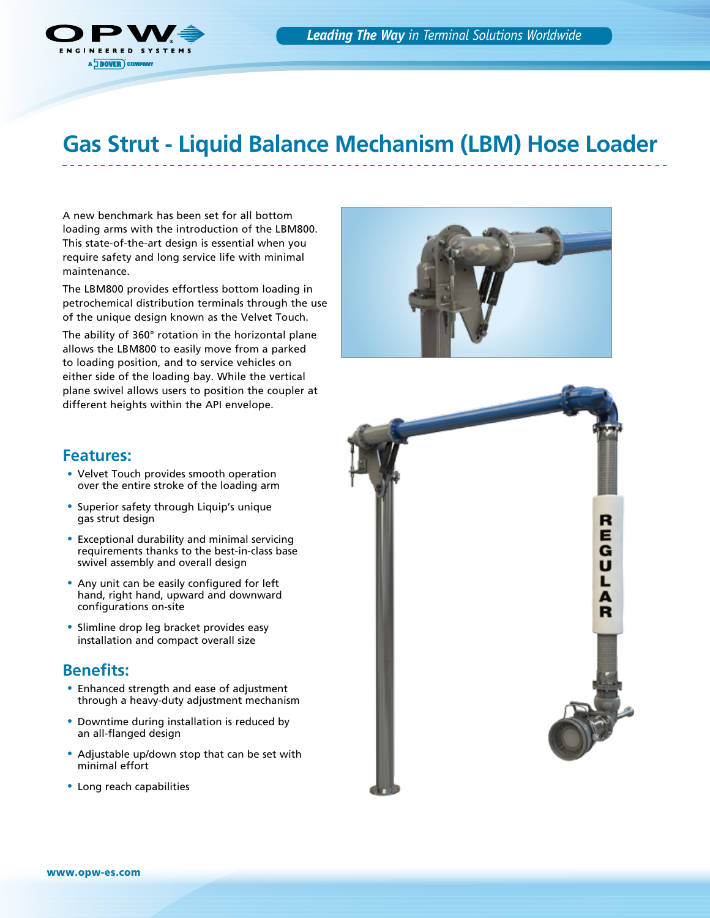# Gas Strut - Liquid Balance Mechanism (LBM) Hose Loader

A new benchmark has been set for all bottom loading arms with the introduction of the LBM800. This state-of-the-art design is essential when you require safety and long service life with minimal maintenance.

The LBM800 provides effortless bottom loading in petrochemical distribution terminals through the use of the unique design known as the Velvet Touch.

The ability of 360° rotation in the horizontal plane allows the LBM800 to easily move from a parked to loading position, and to service vehicles on either side of the loading bay. While the vertical plane swivel allows users to position the coupler at different heights within the API envelope.

## Features:

- Velvet Touch provides smooth operation over the entire stroke of the loading arm
- Superior safety through Liquip's unique gas strut design
- Exceptional durability and minimal servicing requirements thanks to the best-in-class base swivel assembly and overall design
- Any unit can be easily configured for left hand, right hand, upward and downward configurations on-site
- Slimline drop leg bracket provides easy installation and compact overall size

## Benefits:

- Enhanced strength and ease of adjustment through a heavy-duty adjustment mechanism
- Downtime during installation is reduced by an all-flanged design
- Adjustable up/down stop that can be set with minimal effort
- Long reach capabilities

www.opw-es.com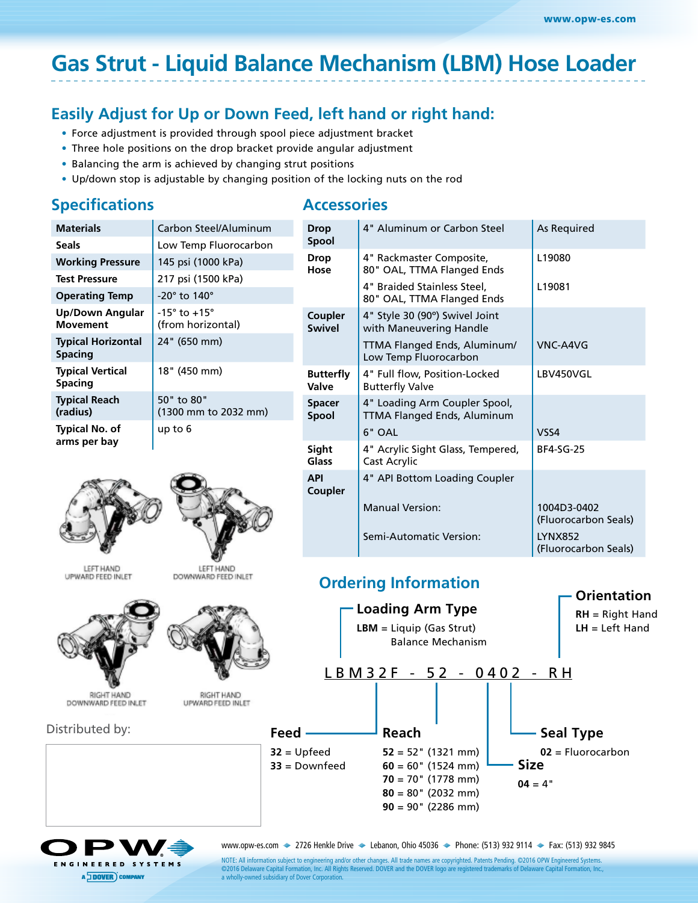# Gas Strut - Liquid Balance Mechanism (LBM) Hose Loader

## Easily Adjust for Up or Down Feed, left hand or right hand:

- Force adjustment is provided through spool piece adjustment bracket
- Three hole positions on the drop bracket provide angular adjustment
- Balancing the arm is achieved by changing strut positions
- Up/down stop is adjustable by changing position of the locking nuts on the rod

## Specifications

| | |
|---|---|
| **Materials** | Carbon Steel/Aluminum |
| **Seals** | Low Temp Fluorocarbon |
| **Working Pressure** | 145 psi (1000 kPa) |
| **Test Pressure** | 217 psi (1500 kPa) |
| **Operating Temp** | -20° to 140° |
| **Up/Down Angular Movement** | -15° to +15° (from horizontal) |
| **Typical Horizontal Spacing** | 24" (650 mm) |
| **Typical Vertical Spacing** | 18" (450 mm) |
| **Typical Reach (radius)** | 50" to 80" (1300 mm to 2032 mm) |
| **Typical No. of arms per bay** | up to 6 |

LEFT HAND UPWARD FEED INLET

LEFT HAND DOWNWARD FEED INLET

RIGHT HAND DOWNWARD FEED INLET

RIGHT HAND UPWARD FEED INLET

Distributed by:

## Accessories

| | | |
|---|---|---|
| **Drop Spool** | 4" Aluminum or Carbon Steel | As Required |
| **Drop Hose** | 4" Rackmaster Composite, 80" OAL, TTMA Flanged Ends | L19080 |
| | 4" Braided Stainless Steel, 80" OAL, TTMA Flanged Ends | L19081 |
| **Coupler Swivel** | 4" Style 30 (90°) Swivel Joint with Maneuvering Handle | |
| | TTMA Flanged Ends, Aluminum/ Low Temp Fluorocarbon | VNC-A4VG |
| **Butterfly Valve** | 4" Full flow, Position-Locked Butterfly Valve | LBV450VGL |
| **Spacer Spool** | 4" Loading Arm Coupler Spool, TTMA Flanged Ends, Aluminum | |
| | 6" OAL | VSS4 |
| **Sight Glass** | 4" Acrylic Sight Glass, Tempered, Cast Acrylic | BF4-SG-25 |
| **API Coupler** | 4" API Bottom Loading Coupler | |
| | Manual Version: | 1004D3-0402 (Fluorocarbon Seals) |
| | Semi-Automatic Version: | LYNX852 (Fluorocarbon Seals) |

## Ordering Information

LBM32F - 52 - 0402 - RH

**Loading Arm Type**
**LBM** = Liquip (Gas Strut) Balance Mechanism

**Orientation**
**RH** = Right Hand
**LH** = Left Hand

**Feed**
**32** = Upfeed
**33** = Downfeed

**Reach**
**52** = 52" (1321 mm)
**60** = 60" (1524 mm)
**70** = 70" (1778 mm)
**80** = 80" (2032 mm)
**90** = 90" (2286 mm)

**Size**
**04** = 4"

**Seal Type**
**02** = Fluorocarbon

OPW ENGINEERED SYSTEMS — A DOVER COMPANY

www.opw-es.com ◆ 2726 Henkle Drive ◆ Lebanon, Ohio 45036 ◆ Phone: (513) 932 9114 ◆ Fax: (513) 932 9845

NOTE: All information subject to engineering and/or other changes. All trade names are copyrighted. Patents Pending. ©2016 OPW Engineered Systems. ©2016 Delaware Capital Formation, Inc. All Rights Reserved. DOVER and the DOVER logo are registered trademarks of Delaware Capital Formation, Inc., a wholly-owned subsidiary of Dover Corporation.